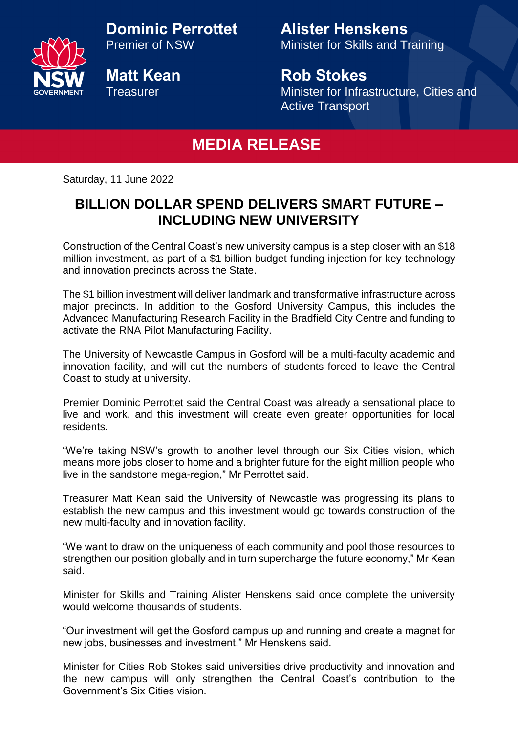**Dominic Perrottet**
Premier of NSW

**Matt Kean**
Treasurer

**Alister Henskens**
Minister for Skills and Training

**Rob Stokes**
Minister for Infrastructure, Cities and Active Transport

## MEDIA RELEASE

Saturday, 11 June 2022

# BILLION DOLLAR SPEND DELIVERS SMART FUTURE – INCLUDING NEW UNIVERSITY

Construction of the Central Coast's new university campus is a step closer with an $18 million investment, as part of a $1 billion budget funding injection for key technology and innovation precincts across the State.

The $1 billion investment will deliver landmark and transformative infrastructure across major precincts. In addition to the Gosford University Campus, this includes the Advanced Manufacturing Research Facility in the Bradfield City Centre and funding to activate the RNA Pilot Manufacturing Facility.

The University of Newcastle Campus in Gosford will be a multi-faculty academic and innovation facility, and will cut the numbers of students forced to leave the Central Coast to study at university.

Premier Dominic Perrottet said the Central Coast was already a sensational place to live and work, and this investment will create even greater opportunities for local residents.

"We're taking NSW's growth to another level through our Six Cities vision, which means more jobs closer to home and a brighter future for the eight million people who live in the sandstone mega-region," Mr Perrottet said.

Treasurer Matt Kean said the University of Newcastle was progressing its plans to establish the new campus and this investment would go towards construction of the new multi-faculty and innovation facility.

"We want to draw on the uniqueness of each community and pool those resources to strengthen our position globally and in turn supercharge the future economy," Mr Kean said.

Minister for Skills and Training Alister Henskens said once complete the university would welcome thousands of students.

"Our investment will get the Gosford campus up and running and create a magnet for new jobs, businesses and investment," Mr Henskens said.

Minister for Cities Rob Stokes said universities drive productivity and innovation and the new campus will only strengthen the Central Coast's contribution to the Government's Six Cities vision.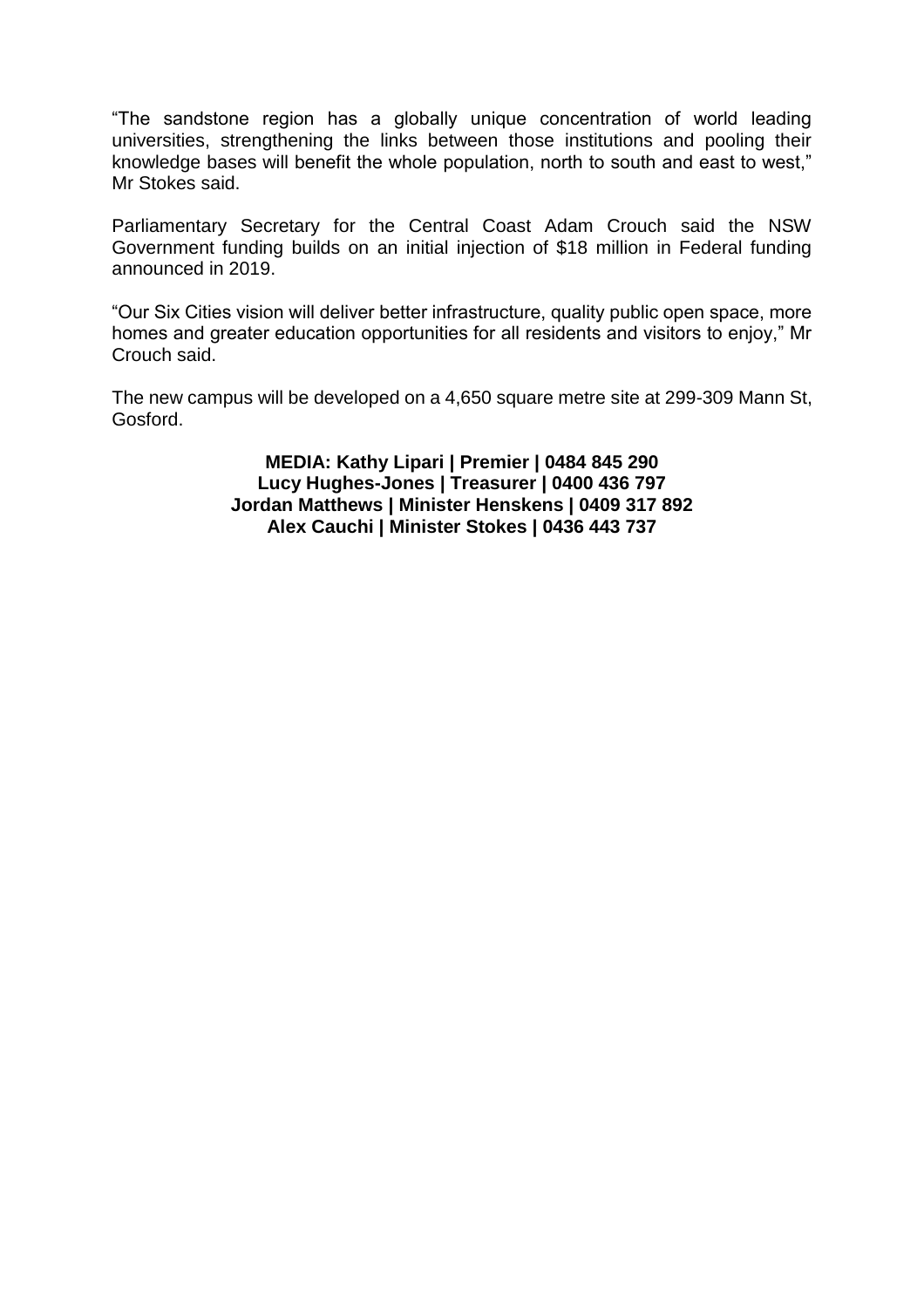"The sandstone region has a globally unique concentration of world leading universities, strengthening the links between those institutions and pooling their knowledge bases will benefit the whole population, north to south and east to west," Mr Stokes said.

Parliamentary Secretary for the Central Coast Adam Crouch said the NSW Government funding builds on an initial injection of $18 million in Federal funding announced in 2019.

"Our Six Cities vision will deliver better infrastructure, quality public open space, more homes and greater education opportunities for all residents and visitors to enjoy," Mr Crouch said.

The new campus will be developed on a 4,650 square metre site at 299-309 Mann St, Gosford.

**MEDIA: Kathy Lipari | Premier | 0484 845 290**
**Lucy Hughes-Jones | Treasurer | 0400 436 797**
**Jordan Matthews | Minister Henskens | 0409 317 892**
**Alex Cauchi | Minister Stokes | 0436 443 737**